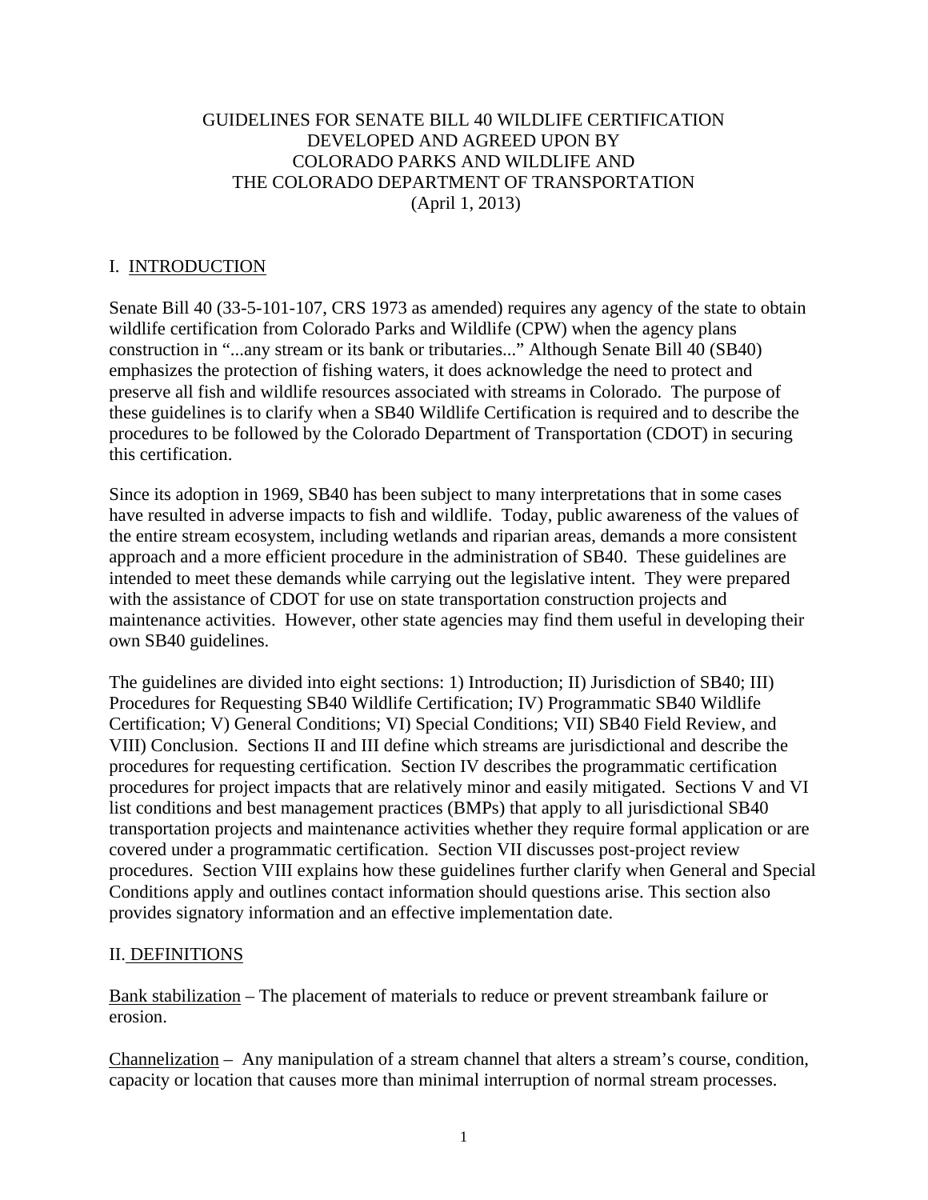# GUIDELINES FOR SENATE BILL 40 WILDLIFE CERTIFICATION
# DEVELOPED AND AGREED UPON BY
# COLORADO PARKS AND WILDLIFE AND
# THE COLORADO DEPARTMENT OF TRANSPORTATION
(April 1, 2013)

## I. INTRODUCTION

Senate Bill 40 (33-5-101-107, CRS 1973 as amended) requires any agency of the state to obtain wildlife certification from Colorado Parks and Wildlife (CPW) when the agency plans construction in "...any stream or its bank or tributaries..." Although Senate Bill 40 (SB40) emphasizes the protection of fishing waters, it does acknowledge the need to protect and preserve all fish and wildlife resources associated with streams in Colorado. The purpose of these guidelines is to clarify when a SB40 Wildlife Certification is required and to describe the procedures to be followed by the Colorado Department of Transportation (CDOT) in securing this certification.

Since its adoption in 1969, SB40 has been subject to many interpretations that in some cases have resulted in adverse impacts to fish and wildlife. Today, public awareness of the values of the entire stream ecosystem, including wetlands and riparian areas, demands a more consistent approach and a more efficient procedure in the administration of SB40. These guidelines are intended to meet these demands while carrying out the legislative intent. They were prepared with the assistance of CDOT for use on state transportation construction projects and maintenance activities. However, other state agencies may find them useful in developing their own SB40 guidelines.

The guidelines are divided into eight sections: 1) Introduction; II) Jurisdiction of SB40; III) Procedures for Requesting SB40 Wildlife Certification; IV) Programmatic SB40 Wildlife Certification; V) General Conditions; VI) Special Conditions; VII) SB40 Field Review, and VIII) Conclusion. Sections II and III define which streams are jurisdictional and describe the procedures for requesting certification. Section IV describes the programmatic certification procedures for project impacts that are relatively minor and easily mitigated. Sections V and VI list conditions and best management practices (BMPs) that apply to all jurisdictional SB40 transportation projects and maintenance activities whether they require formal application or are covered under a programmatic certification. Section VII discusses post-project review procedures. Section VIII explains how these guidelines further clarify when General and Special Conditions apply and outlines contact information should questions arise. This section also provides signatory information and an effective implementation date.

## II. DEFINITIONS

Bank stabilization – The placement of materials to reduce or prevent streambank failure or erosion.

Channelization – Any manipulation of a stream channel that alters a stream's course, condition, capacity or location that causes more than minimal interruption of normal stream processes.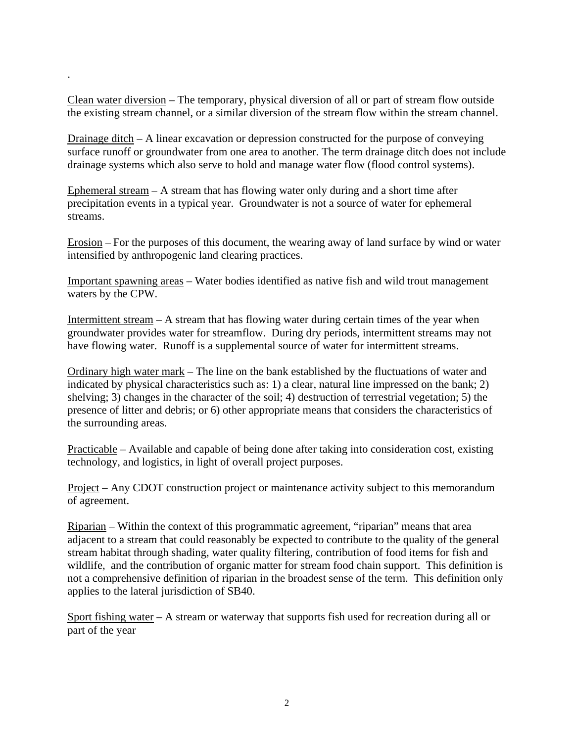.

Clean water diversion – The temporary, physical diversion of all or part of stream flow outside the existing stream channel, or a similar diversion of the stream flow within the stream channel.

Drainage ditch – A linear excavation or depression constructed for the purpose of conveying surface runoff or groundwater from one area to another. The term drainage ditch does not include drainage systems which also serve to hold and manage water flow (flood control systems).

Ephemeral stream – A stream that has flowing water only during and a short time after precipitation events in a typical year. Groundwater is not a source of water for ephemeral streams.

Erosion – For the purposes of this document, the wearing away of land surface by wind or water intensified by anthropogenic land clearing practices.

Important spawning areas – Water bodies identified as native fish and wild trout management waters by the CPW.

Intermittent stream – A stream that has flowing water during certain times of the year when groundwater provides water for streamflow. During dry periods, intermittent streams may not have flowing water. Runoff is a supplemental source of water for intermittent streams.

Ordinary high water mark – The line on the bank established by the fluctuations of water and indicated by physical characteristics such as: 1) a clear, natural line impressed on the bank; 2) shelving; 3) changes in the character of the soil; 4) destruction of terrestrial vegetation; 5) the presence of litter and debris; or 6) other appropriate means that considers the characteristics of the surrounding areas.

Practicable – Available and capable of being done after taking into consideration cost, existing technology, and logistics, in light of overall project purposes.

Project – Any CDOT construction project or maintenance activity subject to this memorandum of agreement.

Riparian – Within the context of this programmatic agreement, "riparian" means that area adjacent to a stream that could reasonably be expected to contribute to the quality of the general stream habitat through shading, water quality filtering, contribution of food items for fish and wildlife, and the contribution of organic matter for stream food chain support. This definition is not a comprehensive definition of riparian in the broadest sense of the term. This definition only applies to the lateral jurisdiction of SB40.

Sport fishing water – A stream or waterway that supports fish used for recreation during all or part of the year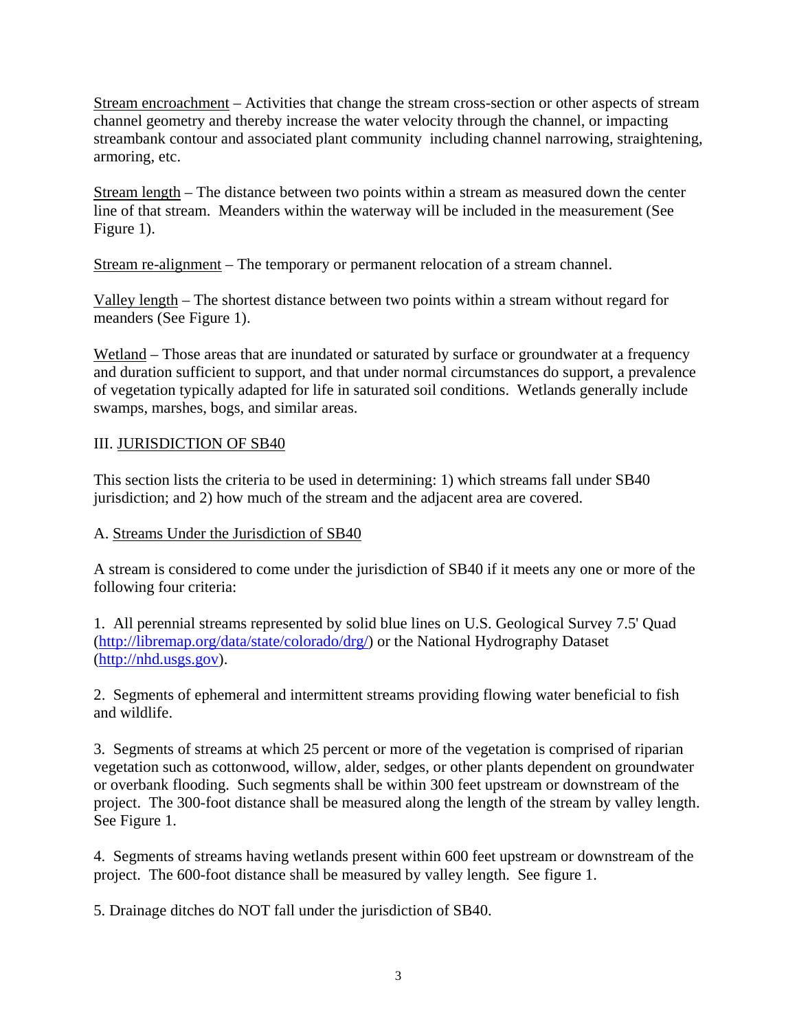Stream encroachment – Activities that change the stream cross-section or other aspects of stream channel geometry and thereby increase the water velocity through the channel, or impacting streambank contour and associated plant community including channel narrowing, straightening, armoring, etc.

Stream length – The distance between two points within a stream as measured down the center line of that stream. Meanders within the waterway will be included in the measurement (See Figure 1).

Stream re-alignment – The temporary or permanent relocation of a stream channel.

Valley length – The shortest distance between two points within a stream without regard for meanders (See Figure 1).

Wetland – Those areas that are inundated or saturated by surface or groundwater at a frequency and duration sufficient to support, and that under normal circumstances do support, a prevalence of vegetation typically adapted for life in saturated soil conditions. Wetlands generally include swamps, marshes, bogs, and similar areas.

## III. JURISDICTION OF SB40

This section lists the criteria to be used in determining: 1) which streams fall under SB40 jurisdiction; and 2) how much of the stream and the adjacent area are covered.

### A. Streams Under the Jurisdiction of SB40

A stream is considered to come under the jurisdiction of SB40 if it meets any one or more of the following four criteria:

1. All perennial streams represented by solid blue lines on U.S. Geological Survey 7.5' Quad (http://libremap.org/data/state/colorado/drg/) or the National Hydrography Dataset (http://nhd.usgs.gov).

2. Segments of ephemeral and intermittent streams providing flowing water beneficial to fish and wildlife.

3. Segments of streams at which 25 percent or more of the vegetation is comprised of riparian vegetation such as cottonwood, willow, alder, sedges, or other plants dependent on groundwater or overbank flooding. Such segments shall be within 300 feet upstream or downstream of the project. The 300-foot distance shall be measured along the length of the stream by valley length. See Figure 1.

4. Segments of streams having wetlands present within 600 feet upstream or downstream of the project. The 600-foot distance shall be measured by valley length. See figure 1.

5. Drainage ditches do NOT fall under the jurisdiction of SB40.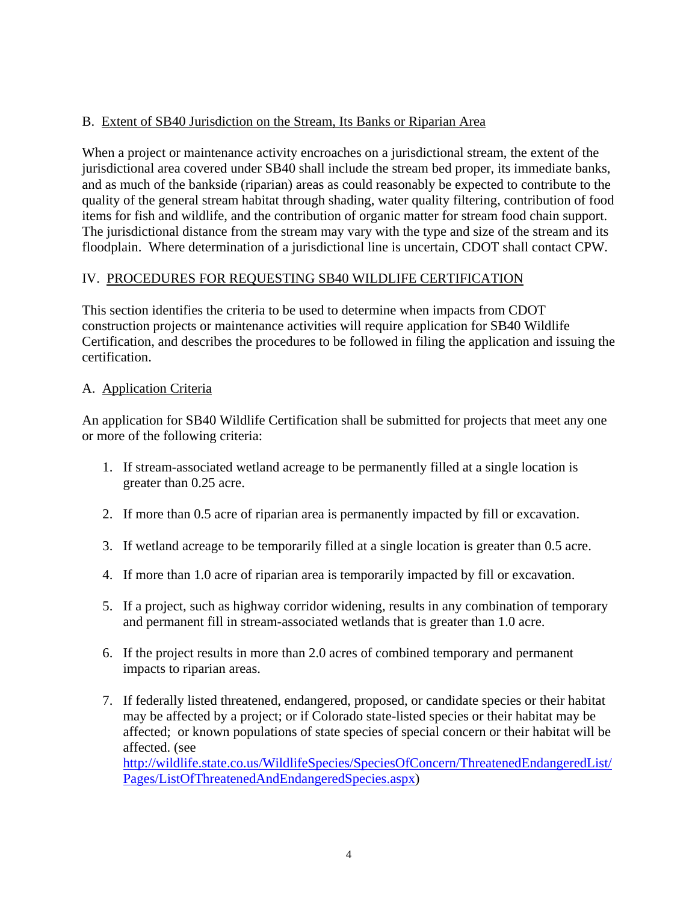### B. Extent of SB40 Jurisdiction on the Stream, Its Banks or Riparian Area

When a project or maintenance activity encroaches on a jurisdictional stream, the extent of the jurisdictional area covered under SB40 shall include the stream bed proper, its immediate banks, and as much of the bankside (riparian) areas as could reasonably be expected to contribute to the quality of the general stream habitat through shading, water quality filtering, contribution of food items for fish and wildlife, and the contribution of organic matter for stream food chain support. The jurisdictional distance from the stream may vary with the type and size of the stream and its floodplain. Where determination of a jurisdictional line is uncertain, CDOT shall contact CPW.

## IV. PROCEDURES FOR REQUESTING SB40 WILDLIFE CERTIFICATION

This section identifies the criteria to be used to determine when impacts from CDOT construction projects or maintenance activities will require application for SB40 Wildlife Certification, and describes the procedures to be followed in filing the application and issuing the certification.

### A. Application Criteria

An application for SB40 Wildlife Certification shall be submitted for projects that meet any one or more of the following criteria:

1. If stream-associated wetland acreage to be permanently filled at a single location is greater than 0.25 acre.

2. If more than 0.5 acre of riparian area is permanently impacted by fill or excavation.

3. If wetland acreage to be temporarily filled at a single location is greater than 0.5 acre.

4. If more than 1.0 acre of riparian area is temporarily impacted by fill or excavation.

5. If a project, such as highway corridor widening, results in any combination of temporary and permanent fill in stream-associated wetlands that is greater than 1.0 acre.

6. If the project results in more than 2.0 acres of combined temporary and permanent impacts to riparian areas.

7. If federally listed threatened, endangered, proposed, or candidate species or their habitat may be affected by a project; or if Colorado state-listed species or their habitat may be affected; or known populations of state species of special concern or their habitat will be affected. (see http://wildlife.state.co.us/WildlifeSpecies/SpeciesOfConcern/ThreatenedEndangeredList/Pages/ListOfThreatenedAndEndangeredSpecies.aspx)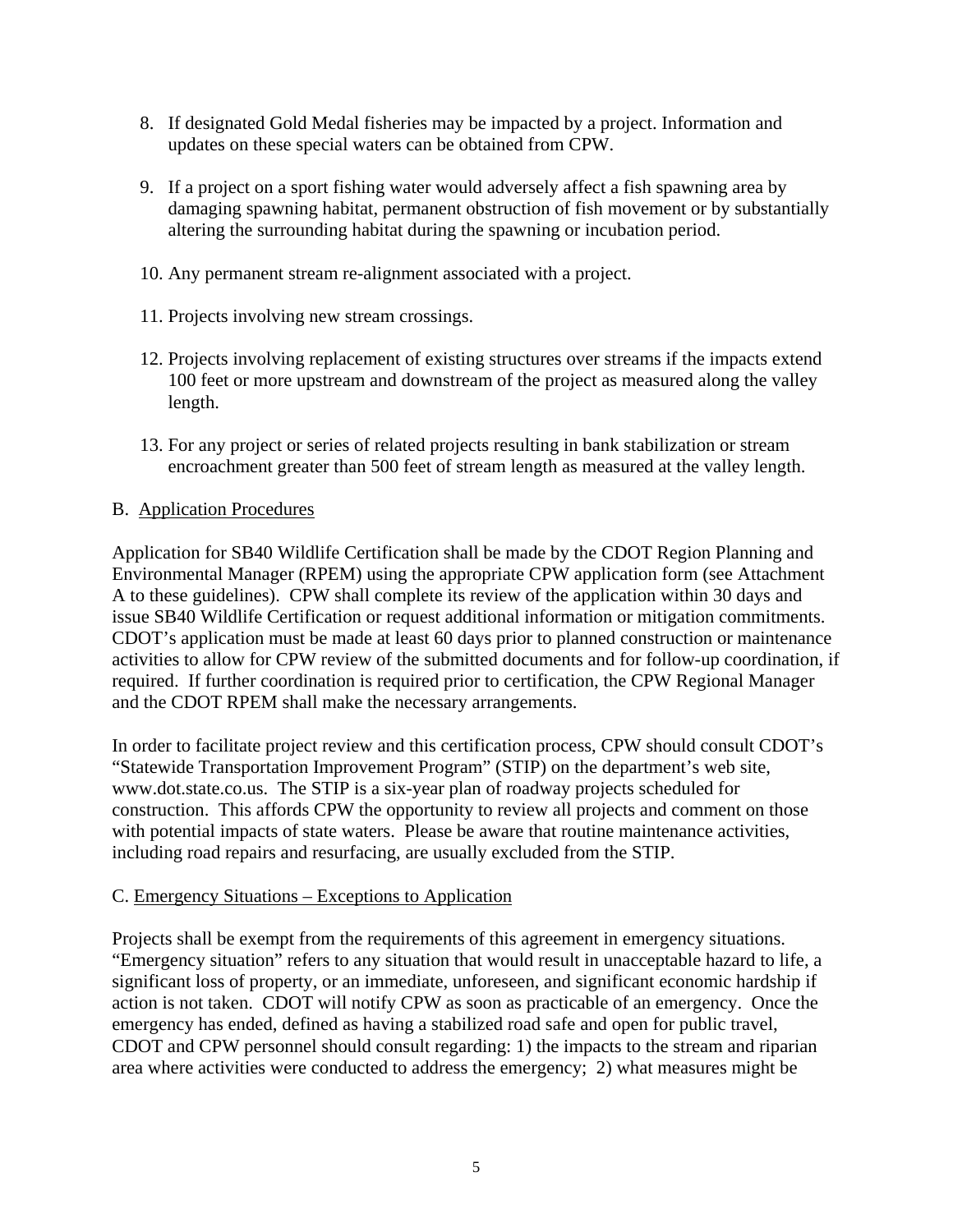8. If designated Gold Medal fisheries may be impacted by a project. Information and updates on these special waters can be obtained from CPW.

9. If a project on a sport fishing water would adversely affect a fish spawning area by damaging spawning habitat, permanent obstruction of fish movement or by substantially altering the surrounding habitat during the spawning or incubation period.

10. Any permanent stream re-alignment associated with a project.

11. Projects involving new stream crossings.

12. Projects involving replacement of existing structures over streams if the impacts extend 100 feet or more upstream and downstream of the project as measured along the valley length.

13. For any project or series of related projects resulting in bank stabilization or stream encroachment greater than 500 feet of stream length as measured at the valley length.

B. Application Procedures

Application for SB40 Wildlife Certification shall be made by the CDOT Region Planning and Environmental Manager (RPEM) using the appropriate CPW application form (see Attachment A to these guidelines). CPW shall complete its review of the application within 30 days and issue SB40 Wildlife Certification or request additional information or mitigation commitments. CDOT's application must be made at least 60 days prior to planned construction or maintenance activities to allow for CPW review of the submitted documents and for follow-up coordination, if required. If further coordination is required prior to certification, the CPW Regional Manager and the CDOT RPEM shall make the necessary arrangements.

In order to facilitate project review and this certification process, CPW should consult CDOT's "Statewide Transportation Improvement Program" (STIP) on the department's web site, www.dot.state.co.us. The STIP is a six-year plan of roadway projects scheduled for construction. This affords CPW the opportunity to review all projects and comment on those with potential impacts of state waters. Please be aware that routine maintenance activities, including road repairs and resurfacing, are usually excluded from the STIP.

C. Emergency Situations – Exceptions to Application

Projects shall be exempt from the requirements of this agreement in emergency situations. "Emergency situation" refers to any situation that would result in unacceptable hazard to life, a significant loss of property, or an immediate, unforeseen, and significant economic hardship if action is not taken. CDOT will notify CPW as soon as practicable of an emergency. Once the emergency has ended, defined as having a stabilized road safe and open for public travel, CDOT and CPW personnel should consult regarding: 1) the impacts to the stream and riparian area where activities were conducted to address the emergency; 2) what measures might be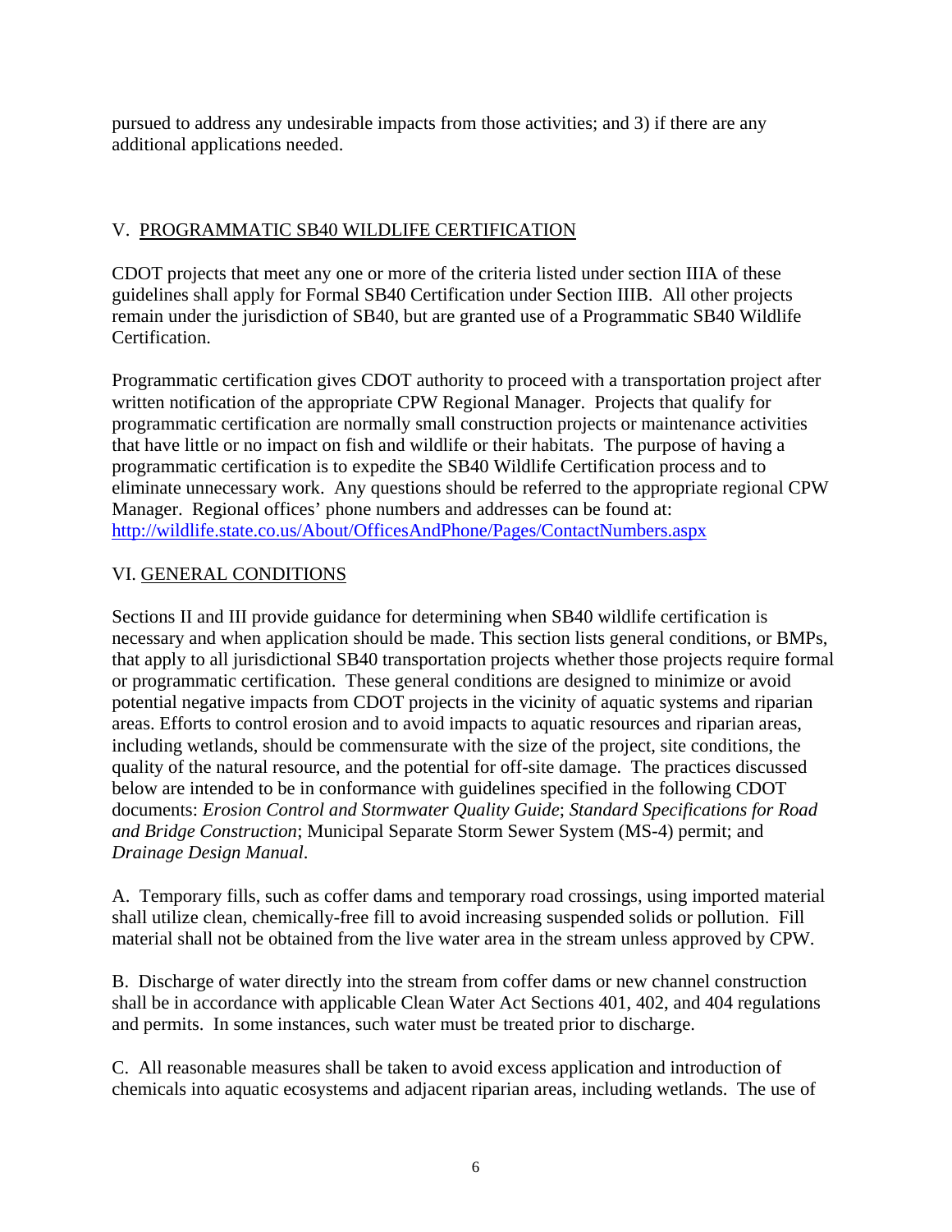pursued to address any undesirable impacts from those activities; and 3) if there are any additional applications needed.

## V. PROGRAMMATIC SB40 WILDLIFE CERTIFICATION

CDOT projects that meet any one or more of the criteria listed under section IIIA of these guidelines shall apply for Formal SB40 Certification under Section IIIB. All other projects remain under the jurisdiction of SB40, but are granted use of a Programmatic SB40 Wildlife Certification.

Programmatic certification gives CDOT authority to proceed with a transportation project after written notification of the appropriate CPW Regional Manager. Projects that qualify for programmatic certification are normally small construction projects or maintenance activities that have little or no impact on fish and wildlife or their habitats. The purpose of having a programmatic certification is to expedite the SB40 Wildlife Certification process and to eliminate unnecessary work. Any questions should be referred to the appropriate regional CPW Manager. Regional offices' phone numbers and addresses can be found at: http://wildlife.state.co.us/About/OfficesAndPhone/Pages/ContactNumbers.aspx

## VI. GENERAL CONDITIONS

Sections II and III provide guidance for determining when SB40 wildlife certification is necessary and when application should be made. This section lists general conditions, or BMPs, that apply to all jurisdictional SB40 transportation projects whether those projects require formal or programmatic certification. These general conditions are designed to minimize or avoid potential negative impacts from CDOT projects in the vicinity of aquatic systems and riparian areas. Efforts to control erosion and to avoid impacts to aquatic resources and riparian areas, including wetlands, should be commensurate with the size of the project, site conditions, the quality of the natural resource, and the potential for off-site damage. The practices discussed below are intended to be in conformance with guidelines specified in the following CDOT documents: *Erosion Control and Stormwater Quality Guide*; *Standard Specifications for Road and Bridge Construction*; Municipal Separate Storm Sewer System (MS-4) permit; and *Drainage Design Manual*.

A. Temporary fills, such as coffer dams and temporary road crossings, using imported material shall utilize clean, chemically-free fill to avoid increasing suspended solids or pollution. Fill material shall not be obtained from the live water area in the stream unless approved by CPW.

B. Discharge of water directly into the stream from coffer dams or new channel construction shall be in accordance with applicable Clean Water Act Sections 401, 402, and 404 regulations and permits. In some instances, such water must be treated prior to discharge.

C. All reasonable measures shall be taken to avoid excess application and introduction of chemicals into aquatic ecosystems and adjacent riparian areas, including wetlands. The use of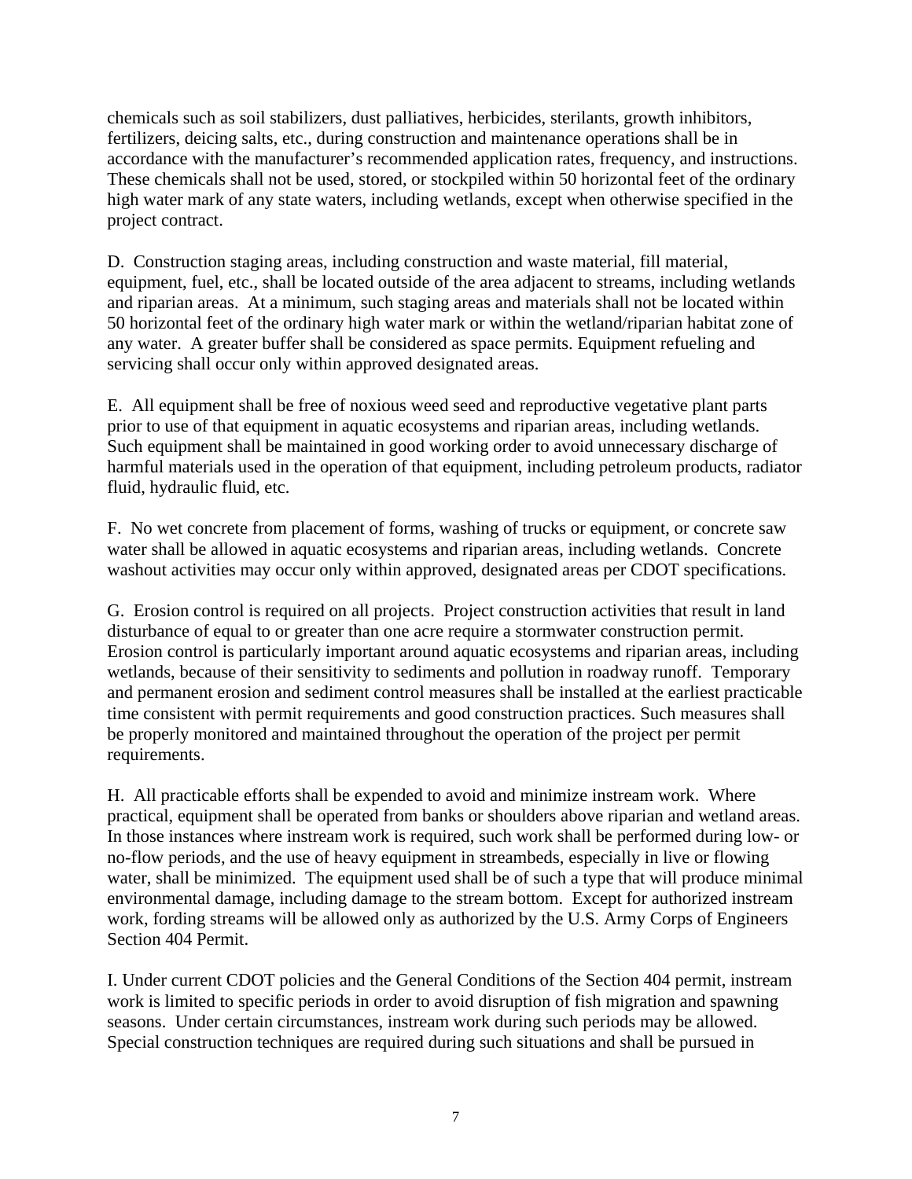chemicals such as soil stabilizers, dust palliatives, herbicides, sterilants, growth inhibitors, fertilizers, deicing salts, etc., during construction and maintenance operations shall be in accordance with the manufacturer's recommended application rates, frequency, and instructions. These chemicals shall not be used, stored, or stockpiled within 50 horizontal feet of the ordinary high water mark of any state waters, including wetlands, except when otherwise specified in the project contract.

D. Construction staging areas, including construction and waste material, fill material, equipment, fuel, etc., shall be located outside of the area adjacent to streams, including wetlands and riparian areas. At a minimum, such staging areas and materials shall not be located within 50 horizontal feet of the ordinary high water mark or within the wetland/riparian habitat zone of any water. A greater buffer shall be considered as space permits. Equipment refueling and servicing shall occur only within approved designated areas.

E. All equipment shall be free of noxious weed seed and reproductive vegetative plant parts prior to use of that equipment in aquatic ecosystems and riparian areas, including wetlands. Such equipment shall be maintained in good working order to avoid unnecessary discharge of harmful materials used in the operation of that equipment, including petroleum products, radiator fluid, hydraulic fluid, etc.

F. No wet concrete from placement of forms, washing of trucks or equipment, or concrete saw water shall be allowed in aquatic ecosystems and riparian areas, including wetlands. Concrete washout activities may occur only within approved, designated areas per CDOT specifications.

G. Erosion control is required on all projects. Project construction activities that result in land disturbance of equal to or greater than one acre require a stormwater construction permit. Erosion control is particularly important around aquatic ecosystems and riparian areas, including wetlands, because of their sensitivity to sediments and pollution in roadway runoff. Temporary and permanent erosion and sediment control measures shall be installed at the earliest practicable time consistent with permit requirements and good construction practices. Such measures shall be properly monitored and maintained throughout the operation of the project per permit requirements.

H. All practicable efforts shall be expended to avoid and minimize instream work. Where practical, equipment shall be operated from banks or shoulders above riparian and wetland areas. In those instances where instream work is required, such work shall be performed during low- or no-flow periods, and the use of heavy equipment in streambeds, especially in live or flowing water, shall be minimized. The equipment used shall be of such a type that will produce minimal environmental damage, including damage to the stream bottom. Except for authorized instream work, fording streams will be allowed only as authorized by the U.S. Army Corps of Engineers Section 404 Permit.

I. Under current CDOT policies and the General Conditions of the Section 404 permit, instream work is limited to specific periods in order to avoid disruption of fish migration and spawning seasons. Under certain circumstances, instream work during such periods may be allowed. Special construction techniques are required during such situations and shall be pursued in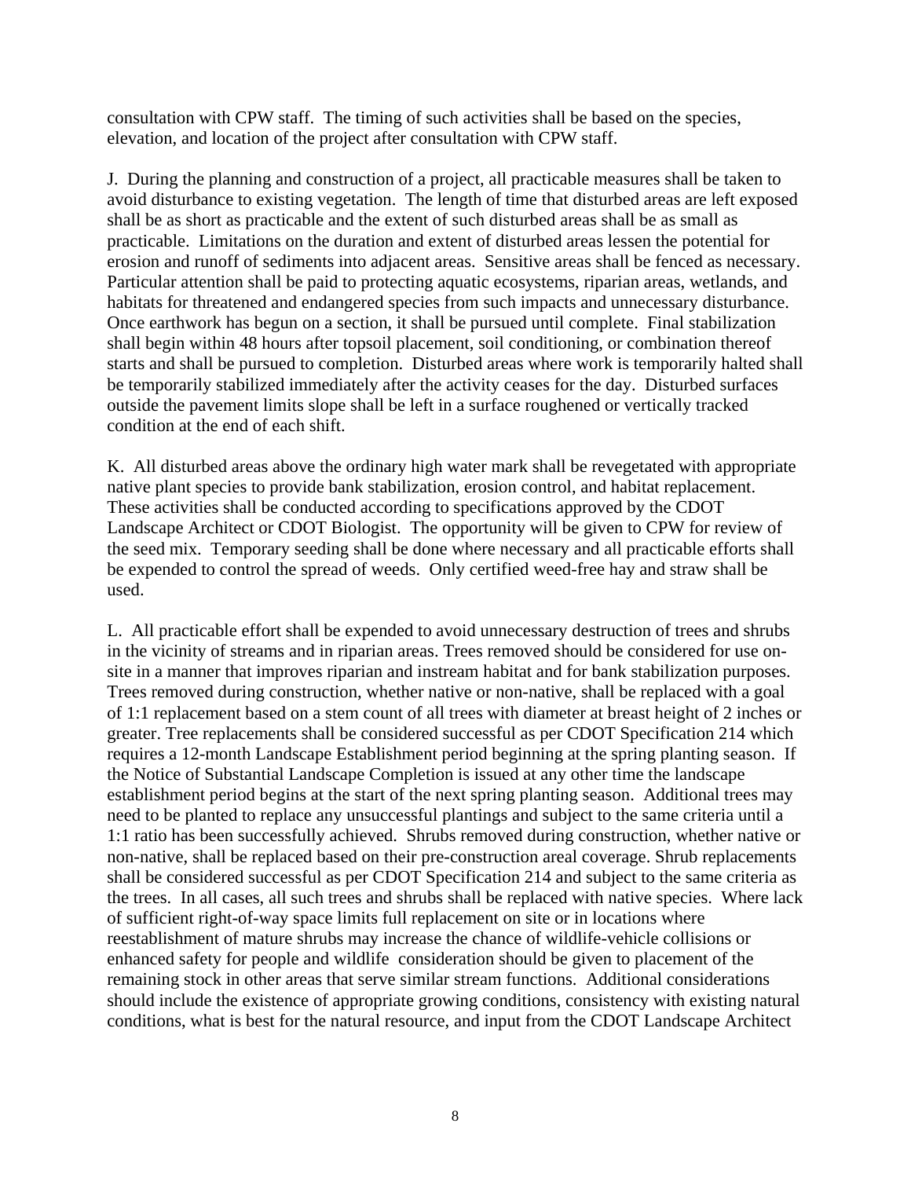consultation with CPW staff. The timing of such activities shall be based on the species, elevation, and location of the project after consultation with CPW staff.

J. During the planning and construction of a project, all practicable measures shall be taken to avoid disturbance to existing vegetation. The length of time that disturbed areas are left exposed shall be as short as practicable and the extent of such disturbed areas shall be as small as practicable. Limitations on the duration and extent of disturbed areas lessen the potential for erosion and runoff of sediments into adjacent areas. Sensitive areas shall be fenced as necessary. Particular attention shall be paid to protecting aquatic ecosystems, riparian areas, wetlands, and habitats for threatened and endangered species from such impacts and unnecessary disturbance. Once earthwork has begun on a section, it shall be pursued until complete. Final stabilization shall begin within 48 hours after topsoil placement, soil conditioning, or combination thereof starts and shall be pursued to completion. Disturbed areas where work is temporarily halted shall be temporarily stabilized immediately after the activity ceases for the day. Disturbed surfaces outside the pavement limits slope shall be left in a surface roughened or vertically tracked condition at the end of each shift.

K. All disturbed areas above the ordinary high water mark shall be revegetated with appropriate native plant species to provide bank stabilization, erosion control, and habitat replacement. These activities shall be conducted according to specifications approved by the CDOT Landscape Architect or CDOT Biologist. The opportunity will be given to CPW for review of the seed mix. Temporary seeding shall be done where necessary and all practicable efforts shall be expended to control the spread of weeds. Only certified weed-free hay and straw shall be used.

L. All practicable effort shall be expended to avoid unnecessary destruction of trees and shrubs in the vicinity of streams and in riparian areas. Trees removed should be considered for use on-site in a manner that improves riparian and instream habitat and for bank stabilization purposes. Trees removed during construction, whether native or non-native, shall be replaced with a goal of 1:1 replacement based on a stem count of all trees with diameter at breast height of 2 inches or greater. Tree replacements shall be considered successful as per CDOT Specification 214 which requires a 12-month Landscape Establishment period beginning at the spring planting season. If the Notice of Substantial Landscape Completion is issued at any other time the landscape establishment period begins at the start of the next spring planting season. Additional trees may need to be planted to replace any unsuccessful plantings and subject to the same criteria until a 1:1 ratio has been successfully achieved. Shrubs removed during construction, whether native or non-native, shall be replaced based on their pre-construction areal coverage. Shrub replacements shall be considered successful as per CDOT Specification 214 and subject to the same criteria as the trees. In all cases, all such trees and shrubs shall be replaced with native species. Where lack of sufficient right-of-way space limits full replacement on site or in locations where reestablishment of mature shrubs may increase the chance of wildlife-vehicle collisions or enhanced safety for people and wildlife consideration should be given to placement of the remaining stock in other areas that serve similar stream functions. Additional considerations should include the existence of appropriate growing conditions, consistency with existing natural conditions, what is best for the natural resource, and input from the CDOT Landscape Architect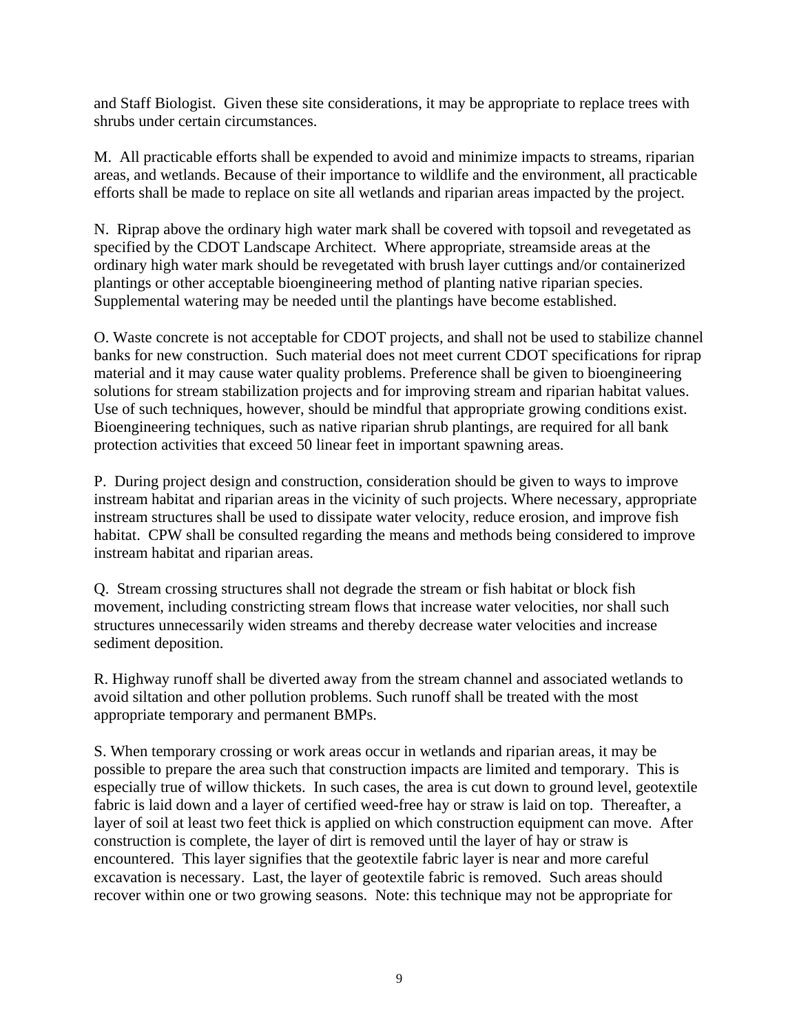and Staff Biologist. Given these site considerations, it may be appropriate to replace trees with shrubs under certain circumstances.

M. All practicable efforts shall be expended to avoid and minimize impacts to streams, riparian areas, and wetlands. Because of their importance to wildlife and the environment, all practicable efforts shall be made to replace on site all wetlands and riparian areas impacted by the project.

N. Riprap above the ordinary high water mark shall be covered with topsoil and revegetated as specified by the CDOT Landscape Architect. Where appropriate, streamside areas at the ordinary high water mark should be revegetated with brush layer cuttings and/or containerized plantings or other acceptable bioengineering method of planting native riparian species. Supplemental watering may be needed until the plantings have become established.

O. Waste concrete is not acceptable for CDOT projects, and shall not be used to stabilize channel banks for new construction. Such material does not meet current CDOT specifications for riprap material and it may cause water quality problems. Preference shall be given to bioengineering solutions for stream stabilization projects and for improving stream and riparian habitat values. Use of such techniques, however, should be mindful that appropriate growing conditions exist. Bioengineering techniques, such as native riparian shrub plantings, are required for all bank protection activities that exceed 50 linear feet in important spawning areas.

P. During project design and construction, consideration should be given to ways to improve instream habitat and riparian areas in the vicinity of such projects. Where necessary, appropriate instream structures shall be used to dissipate water velocity, reduce erosion, and improve fish habitat. CPW shall be consulted regarding the means and methods being considered to improve instream habitat and riparian areas.

Q. Stream crossing structures shall not degrade the stream or fish habitat or block fish movement, including constricting stream flows that increase water velocities, nor shall such structures unnecessarily widen streams and thereby decrease water velocities and increase sediment deposition.

R. Highway runoff shall be diverted away from the stream channel and associated wetlands to avoid siltation and other pollution problems. Such runoff shall be treated with the most appropriate temporary and permanent BMPs.

S. When temporary crossing or work areas occur in wetlands and riparian areas, it may be possible to prepare the area such that construction impacts are limited and temporary. This is especially true of willow thickets. In such cases, the area is cut down to ground level, geotextile fabric is laid down and a layer of certified weed-free hay or straw is laid on top. Thereafter, a layer of soil at least two feet thick is applied on which construction equipment can move. After construction is complete, the layer of dirt is removed until the layer of hay or straw is encountered. This layer signifies that the geotextile fabric layer is near and more careful excavation is necessary. Last, the layer of geotextile fabric is removed. Such areas should recover within one or two growing seasons. Note: this technique may not be appropriate for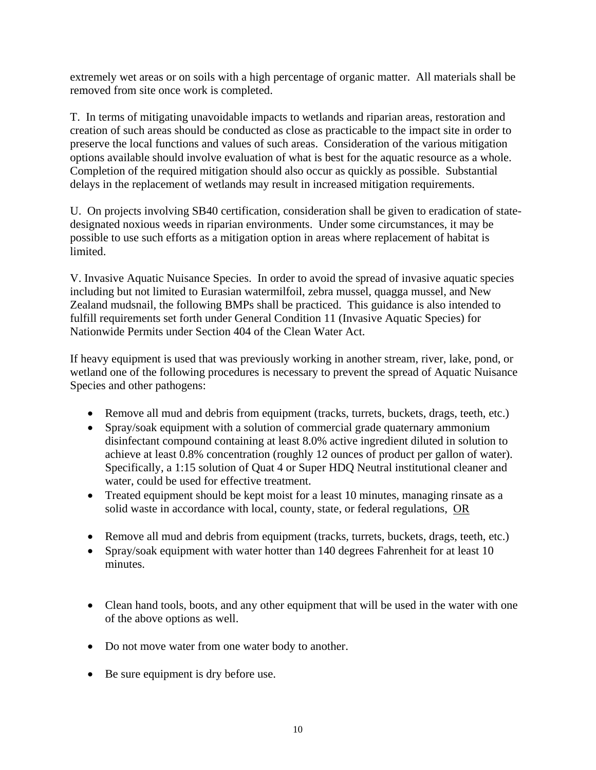extremely wet areas or on soils with a high percentage of organic matter. All materials shall be removed from site once work is completed.

T. In terms of mitigating unavoidable impacts to wetlands and riparian areas, restoration and creation of such areas should be conducted as close as practicable to the impact site in order to preserve the local functions and values of such areas. Consideration of the various mitigation options available should involve evaluation of what is best for the aquatic resource as a whole. Completion of the required mitigation should also occur as quickly as possible. Substantial delays in the replacement of wetlands may result in increased mitigation requirements.

U. On projects involving SB40 certification, consideration shall be given to eradication of state-designated noxious weeds in riparian environments. Under some circumstances, it may be possible to use such efforts as a mitigation option in areas where replacement of habitat is limited.

V. Invasive Aquatic Nuisance Species. In order to avoid the spread of invasive aquatic species including but not limited to Eurasian watermilfoil, zebra mussel, quagga mussel, and New Zealand mudsnail, the following BMPs shall be practiced. This guidance is also intended to fulfill requirements set forth under General Condition 11 (Invasive Aquatic Species) for Nationwide Permits under Section 404 of the Clean Water Act.

If heavy equipment is used that was previously working in another stream, river, lake, pond, or wetland one of the following procedures is necessary to prevent the spread of Aquatic Nuisance Species and other pathogens:

- Remove all mud and debris from equipment (tracks, turrets, buckets, drags, teeth, etc.)
- Spray/soak equipment with a solution of commercial grade quaternary ammonium disinfectant compound containing at least 8.0% active ingredient diluted in solution to achieve at least 0.8% concentration (roughly 12 ounces of product per gallon of water). Specifically, a 1:15 solution of Quat 4 or Super HDQ Neutral institutional cleaner and water, could be used for effective treatment.
- Treated equipment should be kept moist for a least 10 minutes, managing rinsate as a solid waste in accordance with local, county, state, or federal regulations, <u>OR</u>

- Remove all mud and debris from equipment (tracks, turrets, buckets, drags, teeth, etc.)
- Spray/soak equipment with water hotter than 140 degrees Fahrenheit for at least 10 minutes.

- Clean hand tools, boots, and any other equipment that will be used in the water with one of the above options as well.

- Do not move water from one water body to another.

- Be sure equipment is dry before use.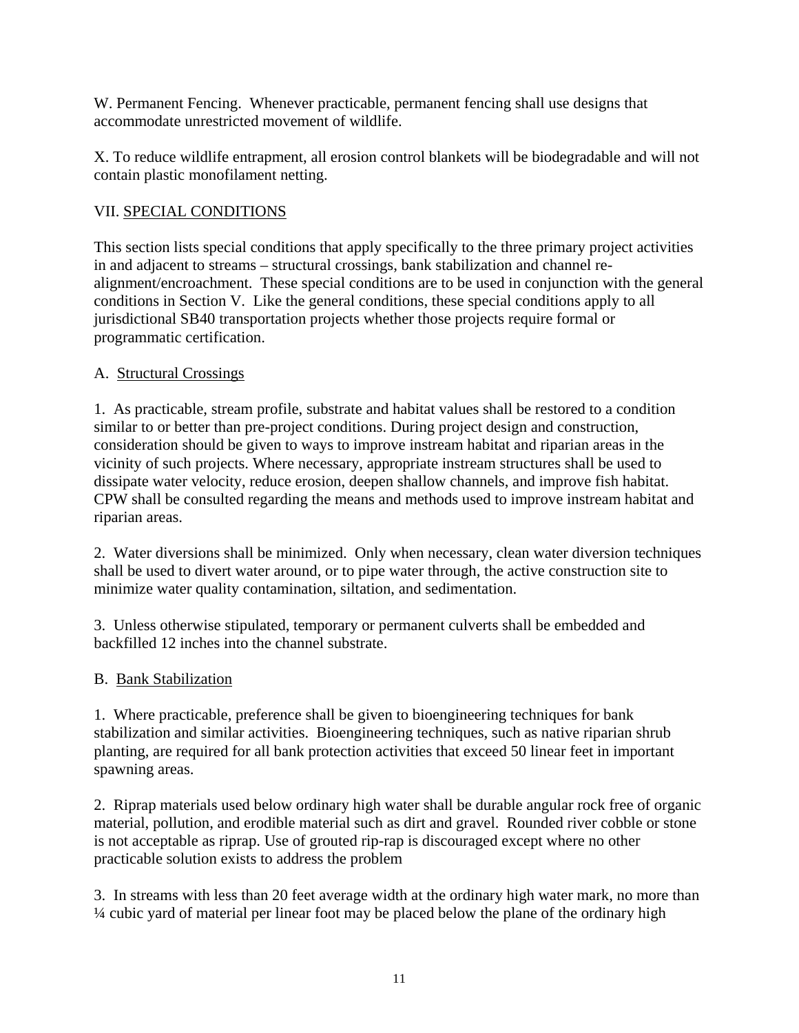W. Permanent Fencing. Whenever practicable, permanent fencing shall use designs that accommodate unrestricted movement of wildlife.

X. To reduce wildlife entrapment, all erosion control blankets will be biodegradable and will not contain plastic monofilament netting.

## VII. SPECIAL CONDITIONS

This section lists special conditions that apply specifically to the three primary project activities in and adjacent to streams – structural crossings, bank stabilization and channel re-alignment/encroachment. These special conditions are to be used in conjunction with the general conditions in Section V. Like the general conditions, these special conditions apply to all jurisdictional SB40 transportation projects whether those projects require formal or programmatic certification.

### A. Structural Crossings

1. As practicable, stream profile, substrate and habitat values shall be restored to a condition similar to or better than pre-project conditions. During project design and construction, consideration should be given to ways to improve instream habitat and riparian areas in the vicinity of such projects. Where necessary, appropriate instream structures shall be used to dissipate water velocity, reduce erosion, deepen shallow channels, and improve fish habitat. CPW shall be consulted regarding the means and methods used to improve instream habitat and riparian areas.

2. Water diversions shall be minimized. Only when necessary, clean water diversion techniques shall be used to divert water around, or to pipe water through, the active construction site to minimize water quality contamination, siltation, and sedimentation.

3. Unless otherwise stipulated, temporary or permanent culverts shall be embedded and backfilled 12 inches into the channel substrate.

### B. Bank Stabilization

1. Where practicable, preference shall be given to bioengineering techniques for bank stabilization and similar activities. Bioengineering techniques, such as native riparian shrub planting, are required for all bank protection activities that exceed 50 linear feet in important spawning areas.

2. Riprap materials used below ordinary high water shall be durable angular rock free of organic material, pollution, and erodible material such as dirt and gravel. Rounded river cobble or stone is not acceptable as riprap. Use of grouted rip-rap is discouraged except where no other practicable solution exists to address the problem

3. In streams with less than 20 feet average width at the ordinary high water mark, no more than ¼ cubic yard of material per linear foot may be placed below the plane of the ordinary high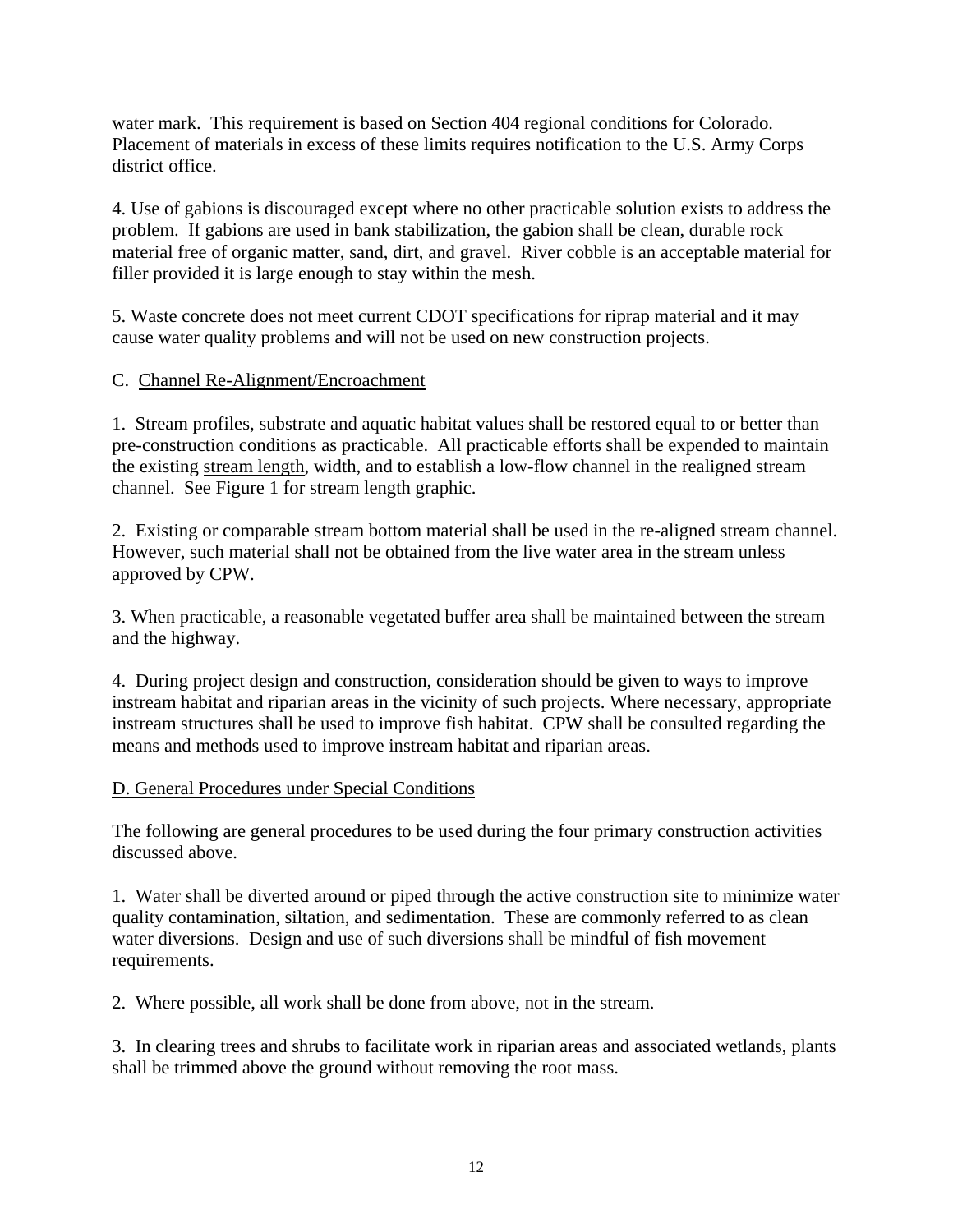water mark. This requirement is based on Section 404 regional conditions for Colorado. Placement of materials in excess of these limits requires notification to the U.S. Army Corps district office.

4. Use of gabions is discouraged except where no other practicable solution exists to address the problem. If gabions are used in bank stabilization, the gabion shall be clean, durable rock material free of organic matter, sand, dirt, and gravel. River cobble is an acceptable material for filler provided it is large enough to stay within the mesh.

5. Waste concrete does not meet current CDOT specifications for riprap material and it may cause water quality problems and will not be used on new construction projects.

C. <u>Channel Re-Alignment/Encroachment</u>

1. Stream profiles, substrate and aquatic habitat values shall be restored equal to or better than pre-construction conditions as practicable. All practicable efforts shall be expended to maintain the existing <u>stream length</u>, width, and to establish a low-flow channel in the realigned stream channel. See Figure 1 for stream length graphic.

2. Existing or comparable stream bottom material shall be used in the re-aligned stream channel. However, such material shall not be obtained from the live water area in the stream unless approved by CPW.

3. When practicable, a reasonable vegetated buffer area shall be maintained between the stream and the highway.

4. During project design and construction, consideration should be given to ways to improve instream habitat and riparian areas in the vicinity of such projects. Where necessary, appropriate instream structures shall be used to improve fish habitat. CPW shall be consulted regarding the means and methods used to improve instream habitat and riparian areas.

<u>D. General Procedures under Special Conditions</u>

The following are general procedures to be used during the four primary construction activities discussed above.

1. Water shall be diverted around or piped through the active construction site to minimize water quality contamination, siltation, and sedimentation. These are commonly referred to as clean water diversions. Design and use of such diversions shall be mindful of fish movement requirements.

2. Where possible, all work shall be done from above, not in the stream.

3. In clearing trees and shrubs to facilitate work in riparian areas and associated wetlands, plants shall be trimmed above the ground without removing the root mass.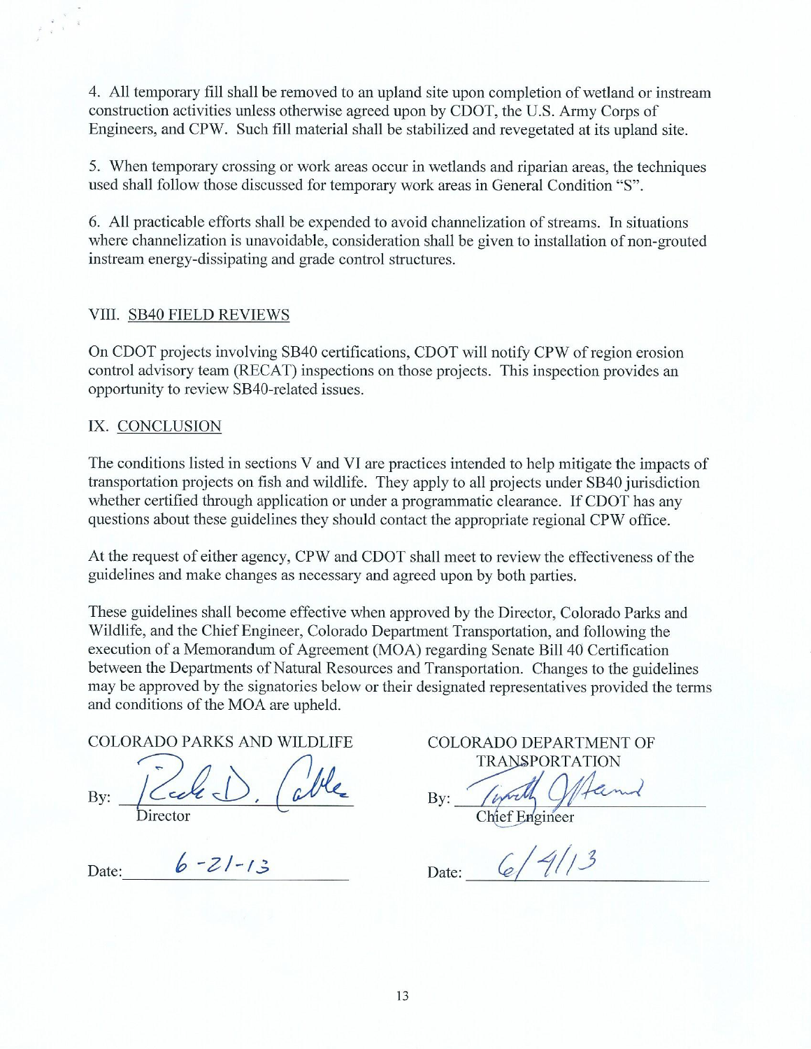4. All temporary fill shall be removed to an upland site upon completion of wetland or instream construction activities unless otherwise agreed upon by CDOT, the U.S. Army Corps of Engineers, and CPW. Such fill material shall be stabilized and revegetated at its upland site.

5. When temporary crossing or work areas occur in wetlands and riparian areas, the techniques used shall follow those discussed for temporary work areas in General Condition "S".

6. All practicable efforts shall be expended to avoid channelization of streams. In situations where channelization is unavoidable, consideration shall be given to installation of non-grouted instream energy-dissipating and grade control structures.

## VIII. SB40 FIELD REVIEWS

On CDOT projects involving SB40 certifications, CDOT will notify CPW of region erosion control advisory team (RECAT) inspections on those projects. This inspection provides an opportunity to review SB40-related issues.

## IX. CONCLUSION

The conditions listed in sections V and VI are practices intended to help mitigate the impacts of transportation projects on fish and wildlife. They apply to all projects under SB40 jurisdiction whether certified through application or under a programmatic clearance. If CDOT has any questions about these guidelines they should contact the appropriate regional CPW office.

At the request of either agency, CPW and CDOT shall meet to review the effectiveness of the guidelines and make changes as necessary and agreed upon by both parties.

These guidelines shall become effective when approved by the Director, Colorado Parks and Wildlife, and the Chief Engineer, Colorado Department Transportation, and following the execution of a Memorandum of Agreement (MOA) regarding Senate Bill 40 Certification between the Departments of Natural Resources and Transportation. Changes to the guidelines may be approved by the signatories below or their designated representatives provided the terms and conditions of the MOA are upheld.

COLORADO PARKS AND WILDLIFE

By: Rick D. Cables
Director

Date: 6-21-13

COLORADO DEPARTMENT OF TRANSPORTATION

By: Timothy J. Harris
Chief Engineer

Date: 6/4/13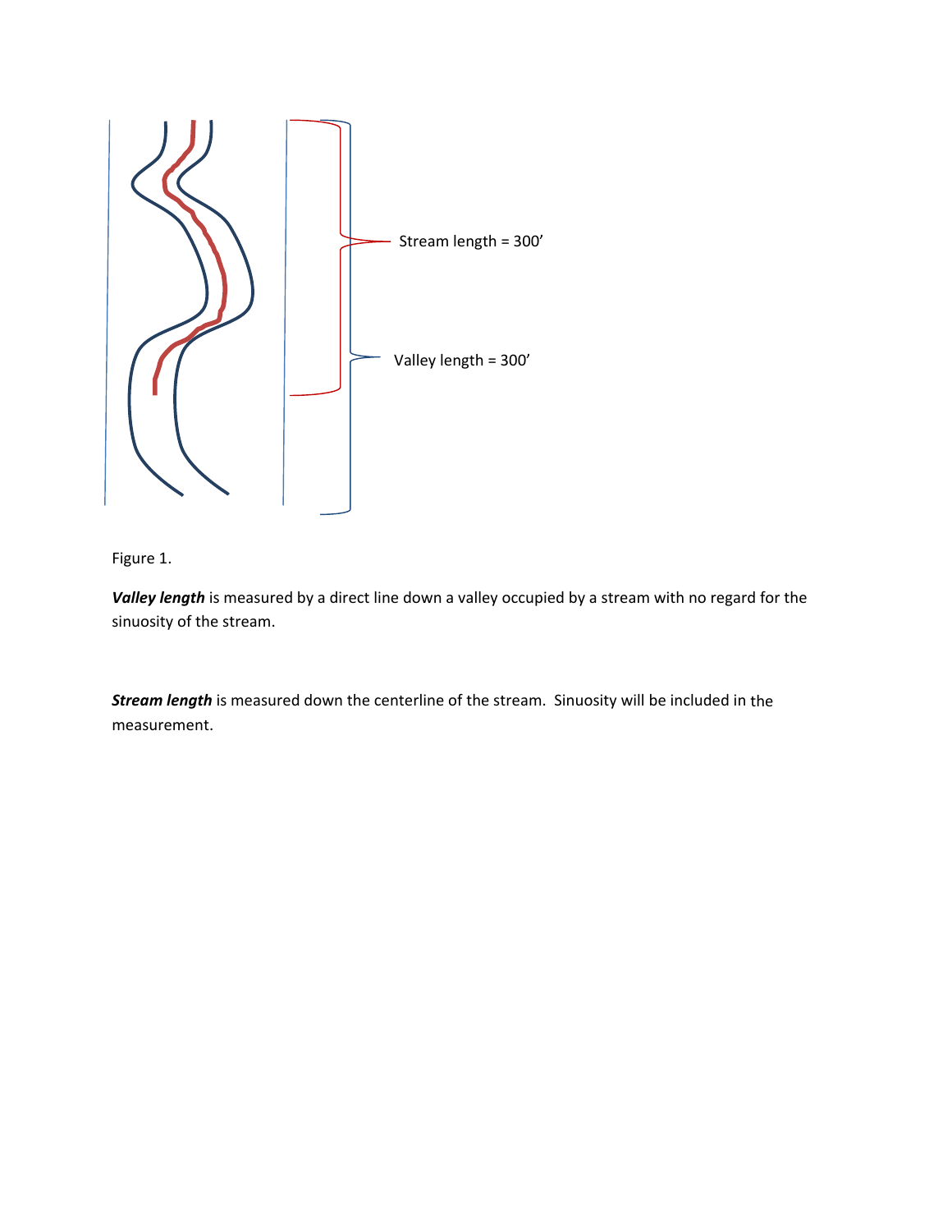Stream length = 300'

Valley length = 300'

Figure 1.

***Valley length*** is measured by a direct line down a valley occupied by a stream with no regard for the sinuosity of the stream.

***Stream length*** is measured down the centerline of the stream. Sinuosity will be included in the measurement.